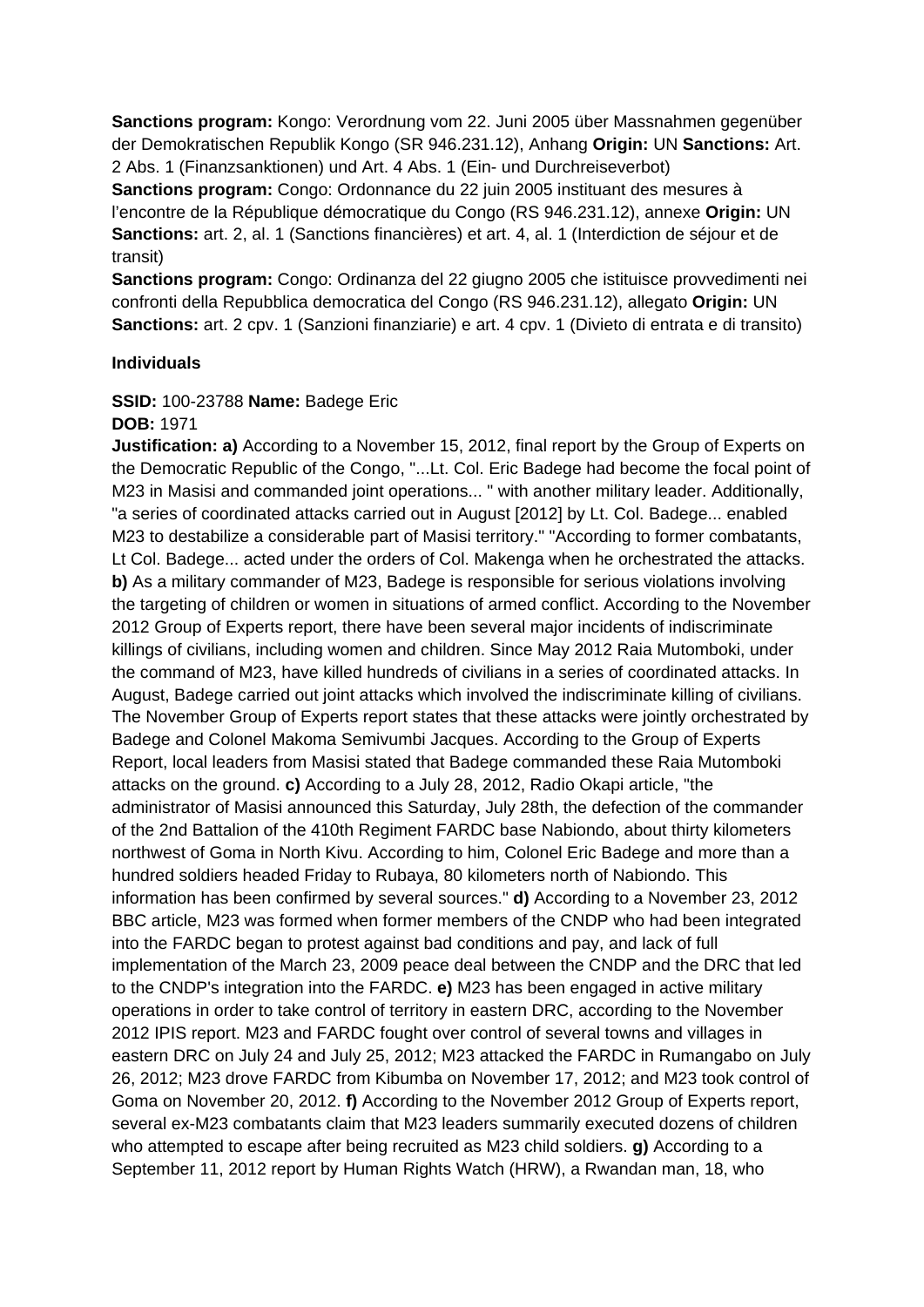**Sanctions program:** Kongo: Verordnung vom 22. Juni 2005 über Massnahmen gegenüber der Demokratischen Republik Kongo (SR 946.231.12), Anhang **Origin:** UN **Sanctions:** Art. 2 Abs. 1 (Finanzsanktionen) und Art. 4 Abs. 1 (Ein- und Durchreiseverbot)
**Sanctions program:** Congo: Ordonnance du 22 juin 2005 instituant des mesures à l'encontre de la République démocratique du Congo (RS 946.231.12), annexe **Origin:** UN **Sanctions:** art. 2, al. 1 (Sanctions financières) et art. 4, al. 1 (Interdiction de séjour et de transit)
**Sanctions program:** Congo: Ordinanza del 22 giugno 2005 che istituisce provvedimenti nei confronti della Repubblica democratica del Congo (RS 946.231.12), allegato **Origin:** UN **Sanctions:** art. 2 cpv. 1 (Sanzioni finanziarie) e art. 4 cpv. 1 (Divieto di entrata e di transito)

**Individuals**

**SSID:** 100-23788 **Name:** Badege Eric
**DOB:** 1971
**Justification: a)** According to a November 15, 2012, final report by the Group of Experts on the Democratic Republic of the Congo, "...Lt. Col. Eric Badege had become the focal point of M23 in Masisi and commanded joint operations... " with another military leader. Additionally, "a series of coordinated attacks carried out in August [2012] by Lt. Col. Badege... enabled M23 to destabilize a considerable part of Masisi territory." "According to former combatants, Lt Col. Badege... acted under the orders of Col. Makenga when he orchestrated the attacks. **b)** As a military commander of M23, Badege is responsible for serious violations involving the targeting of children or women in situations of armed conflict. According to the November 2012 Group of Experts report, there have been several major incidents of indiscriminate killings of civilians, including women and children. Since May 2012 Raia Mutomboki, under the command of M23, have killed hundreds of civilians in a series of coordinated attacks. In August, Badege carried out joint attacks which involved the indiscriminate killing of civilians. The November Group of Experts report states that these attacks were jointly orchestrated by Badege and Colonel Makoma Semivumbi Jacques. According to the Group of Experts Report, local leaders from Masisi stated that Badege commanded these Raia Mutomboki attacks on the ground. **c)** According to a July 28, 2012, Radio Okapi article, "the administrator of Masisi announced this Saturday, July 28th, the defection of the commander of the 2nd Battalion of the 410th Regiment FARDC base Nabiondo, about thirty kilometers northwest of Goma in North Kivu. According to him, Colonel Eric Badege and more than a hundred soldiers headed Friday to Rubaya, 80 kilometers north of Nabiondo. This information has been confirmed by several sources." **d)** According to a November 23, 2012 BBC article, M23 was formed when former members of the CNDP who had been integrated into the FARDC began to protest against bad conditions and pay, and lack of full implementation of the March 23, 2009 peace deal between the CNDP and the DRC that led to the CNDP's integration into the FARDC. **e)** M23 has been engaged in active military operations in order to take control of territory in eastern DRC, according to the November 2012 IPIS report. M23 and FARDC fought over control of several towns and villages in eastern DRC on July 24 and July 25, 2012; M23 attacked the FARDC in Rumangabo on July 26, 2012; M23 drove FARDC from Kibumba on November 17, 2012; and M23 took control of Goma on November 20, 2012. **f)** According to the November 2012 Group of Experts report, several ex-M23 combatants claim that M23 leaders summarily executed dozens of children who attempted to escape after being recruited as M23 child soldiers. **g)** According to a September 11, 2012 report by Human Rights Watch (HRW), a Rwandan man, 18, who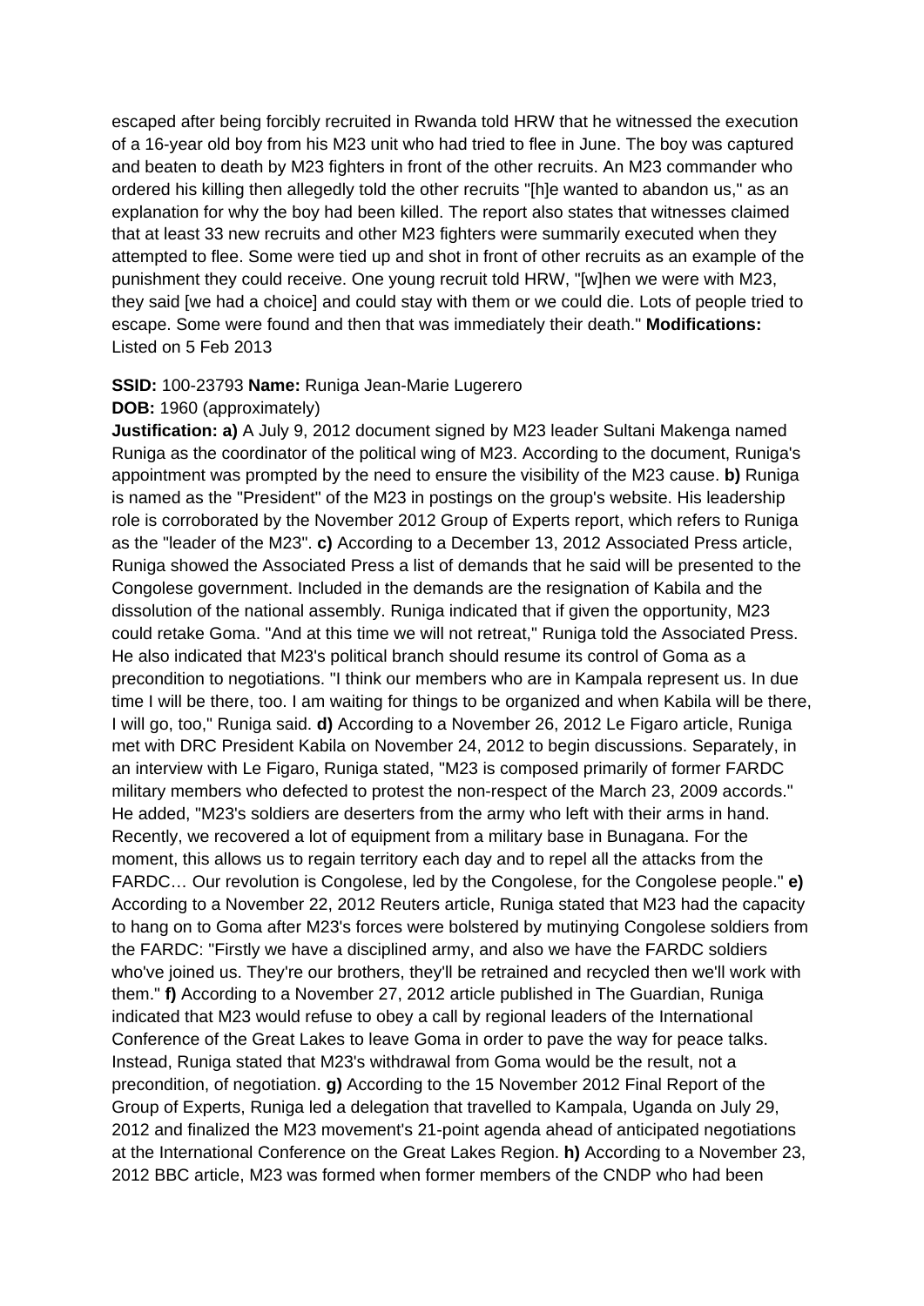escaped after being forcibly recruited in Rwanda told HRW that he witnessed the execution of a 16-year old boy from his M23 unit who had tried to flee in June. The boy was captured and beaten to death by M23 fighters in front of the other recruits. An M23 commander who ordered his killing then allegedly told the other recruits "[h]e wanted to abandon us," as an explanation for why the boy had been killed. The report also states that witnesses claimed that at least 33 new recruits and other M23 fighters were summarily executed when they attempted to flee. Some were tied up and shot in front of other recruits as an example of the punishment they could receive. One young recruit told HRW, "[w]hen we were with M23, they said [we had a choice] and could stay with them or we could die. Lots of people tried to escape. Some were found and then that was immediately their death." **Modifications:** Listed on 5 Feb 2013

**SSID:** 100-23793 **Name:** Runiga Jean-Marie Lugerero

**DOB:** 1960 (approximately)

**Justification: a)** A July 9, 2012 document signed by M23 leader Sultani Makenga named Runiga as the coordinator of the political wing of M23. According to the document, Runiga's appointment was prompted by the need to ensure the visibility of the M23 cause. **b)** Runiga is named as the "President" of the M23 in postings on the group's website. His leadership role is corroborated by the November 2012 Group of Experts report, which refers to Runiga as the "leader of the M23". **c)** According to a December 13, 2012 Associated Press article, Runiga showed the Associated Press a list of demands that he said will be presented to the Congolese government. Included in the demands are the resignation of Kabila and the dissolution of the national assembly. Runiga indicated that if given the opportunity, M23 could retake Goma. "And at this time we will not retreat," Runiga told the Associated Press. He also indicated that M23's political branch should resume its control of Goma as a precondition to negotiations. "I think our members who are in Kampala represent us. In due time I will be there, too. I am waiting for things to be organized and when Kabila will be there, I will go, too," Runiga said. **d)** According to a November 26, 2012 Le Figaro article, Runiga met with DRC President Kabila on November 24, 2012 to begin discussions. Separately, in an interview with Le Figaro, Runiga stated, "M23 is composed primarily of former FARDC military members who defected to protest the non-respect of the March 23, 2009 accords." He added, "M23's soldiers are deserters from the army who left with their arms in hand. Recently, we recovered a lot of equipment from a military base in Bunagana. For the moment, this allows us to regain territory each day and to repel all the attacks from the FARDC… Our revolution is Congolese, led by the Congolese, for the Congolese people." **e)** According to a November 22, 2012 Reuters article, Runiga stated that M23 had the capacity to hang on to Goma after M23's forces were bolstered by mutinying Congolese soldiers from the FARDC: "Firstly we have a disciplined army, and also we have the FARDC soldiers who've joined us. They're our brothers, they'll be retrained and recycled then we'll work with them." **f)** According to a November 27, 2012 article published in The Guardian, Runiga indicated that M23 would refuse to obey a call by regional leaders of the International Conference of the Great Lakes to leave Goma in order to pave the way for peace talks. Instead, Runiga stated that M23's withdrawal from Goma would be the result, not a precondition, of negotiation. **g)** According to the 15 November 2012 Final Report of the Group of Experts, Runiga led a delegation that travelled to Kampala, Uganda on July 29, 2012 and finalized the M23 movement's 21-point agenda ahead of anticipated negotiations at the International Conference on the Great Lakes Region. **h)** According to a November 23, 2012 BBC article, M23 was formed when former members of the CNDP who had been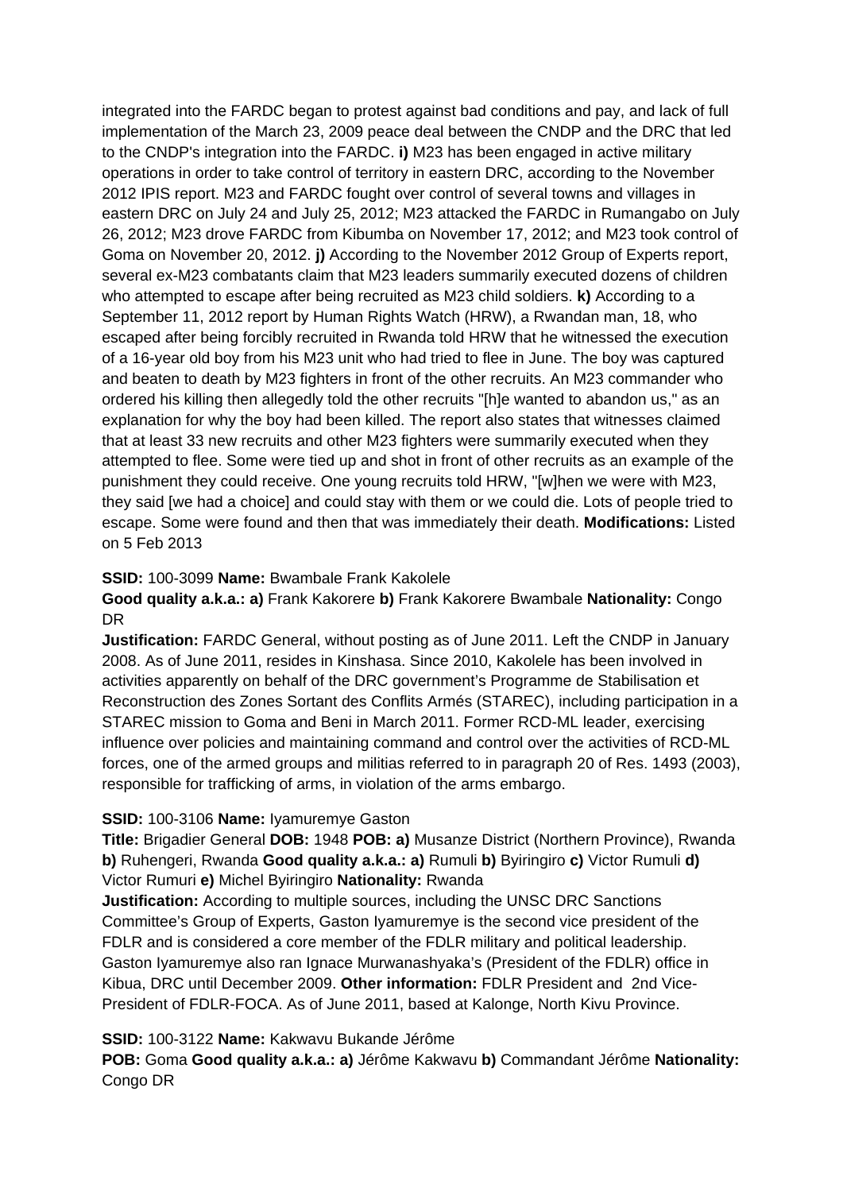integrated into the FARDC began to protest against bad conditions and pay, and lack of full implementation of the March 23, 2009 peace deal between the CNDP and the DRC that led to the CNDP's integration into the FARDC. **i)** M23 has been engaged in active military operations in order to take control of territory in eastern DRC, according to the November 2012 IPIS report. M23 and FARDC fought over control of several towns and villages in eastern DRC on July 24 and July 25, 2012; M23 attacked the FARDC in Rumangabo on July 26, 2012; M23 drove FARDC from Kibumba on November 17, 2012; and M23 took control of Goma on November 20, 2012. **j)** According to the November 2012 Group of Experts report, several ex-M23 combatants claim that M23 leaders summarily executed dozens of children who attempted to escape after being recruited as M23 child soldiers. **k)** According to a September 11, 2012 report by Human Rights Watch (HRW), a Rwandan man, 18, who escaped after being forcibly recruited in Rwanda told HRW that he witnessed the execution of a 16-year old boy from his M23 unit who had tried to flee in June. The boy was captured and beaten to death by M23 fighters in front of the other recruits. An M23 commander who ordered his killing then allegedly told the other recruits "[h]e wanted to abandon us," as an explanation for why the boy had been killed. The report also states that witnesses claimed that at least 33 new recruits and other M23 fighters were summarily executed when they attempted to flee. Some were tied up and shot in front of other recruits as an example of the punishment they could receive. One young recruits told HRW, "[w]hen we were with M23, they said [we had a choice] and could stay with them or we could die. Lots of people tried to escape. Some were found and then that was immediately their death. **Modifications:** Listed on 5 Feb 2013

**SSID:** 100-3099 **Name:** Bwambale Frank Kakolele
**Good quality a.k.a.: a)** Frank Kakorere **b)** Frank Kakorere Bwambale **Nationality:** Congo DR
**Justification:** FARDC General, without posting as of June 2011. Left the CNDP in January 2008. As of June 2011, resides in Kinshasa. Since 2010, Kakolele has been involved in activities apparently on behalf of the DRC government's Programme de Stabilisation et Reconstruction des Zones Sortant des Conflits Armés (STAREC), including participation in a STAREC mission to Goma and Beni in March 2011. Former RCD-ML leader, exercising influence over policies and maintaining command and control over the activities of RCD-ML forces, one of the armed groups and militias referred to in paragraph 20 of Res. 1493 (2003), responsible for trafficking of arms, in violation of the arms embargo.

**SSID:** 100-3106 **Name:** Iyamuremye Gaston
**Title:** Brigadier General **DOB:** 1948 **POB: a)** Musanze District (Northern Province), Rwanda **b)** Ruhengeri, Rwanda **Good quality a.k.a.: a)** Rumuli **b)** Byiringiro **c)** Victor Rumuli **d)** Victor Rumuri **e)** Michel Byiringiro **Nationality:** Rwanda
**Justification:** According to multiple sources, including the UNSC DRC Sanctions Committee's Group of Experts, Gaston Iyamuremye is the second vice president of the FDLR and is considered a core member of the FDLR military and political leadership. Gaston Iyamuremye also ran Ignace Murwanashyaka's (President of the FDLR) office in Kibua, DRC until December 2009. **Other information:** FDLR President and 2nd Vice-President of FDLR-FOCA. As of June 2011, based at Kalonge, North Kivu Province.

**SSID:** 100-3122 **Name:** Kakwavu Bukande Jérôme
**POB:** Goma **Good quality a.k.a.: a)** Jérôme Kakwavu **b)** Commandant Jérôme **Nationality:** Congo DR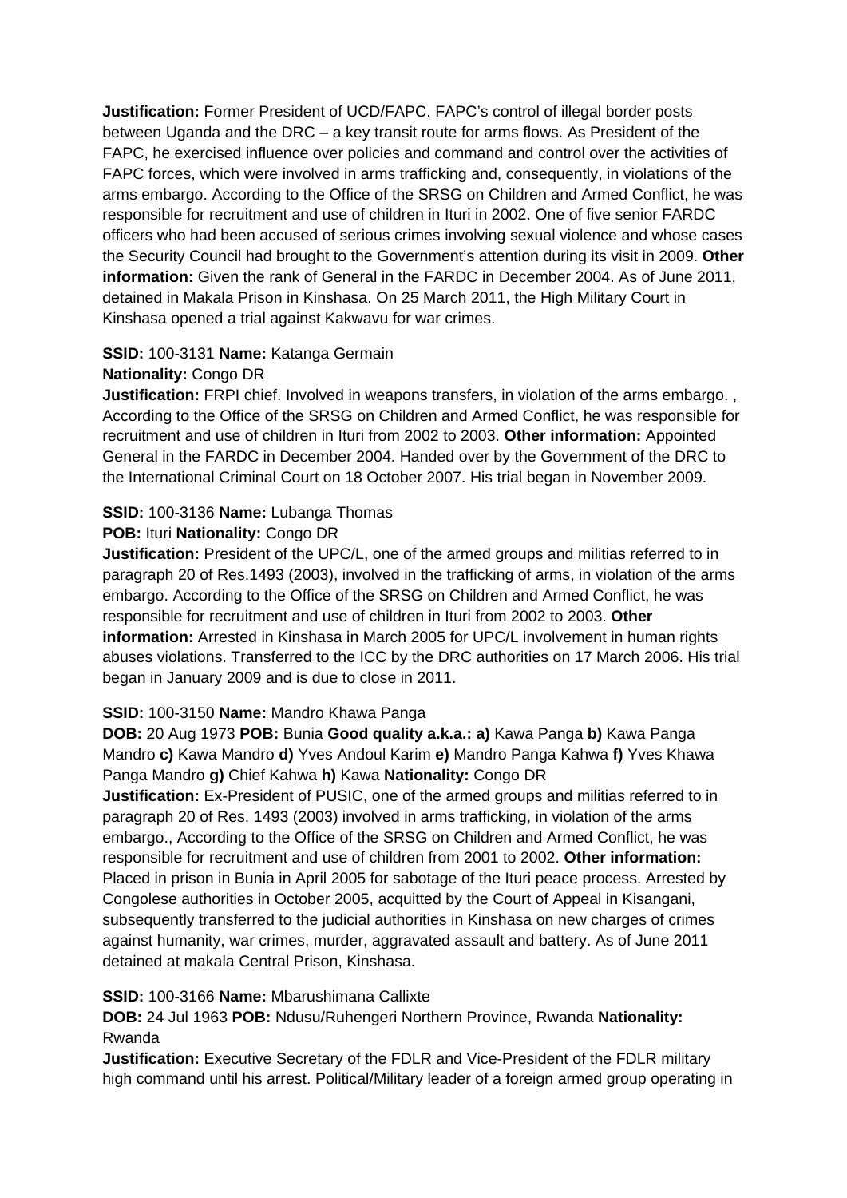**Justification:** Former President of UCD/FAPC. FAPC's control of illegal border posts between Uganda and the DRC – a key transit route for arms flows. As President of the FAPC, he exercised influence over policies and command and control over the activities of FAPC forces, which were involved in arms trafficking and, consequently, in violations of the arms embargo. According to the Office of the SRSG on Children and Armed Conflict, he was responsible for recruitment and use of children in Ituri in 2002. One of five senior FARDC officers who had been accused of serious crimes involving sexual violence and whose cases the Security Council had brought to the Government's attention during its visit in 2009. **Other information:** Given the rank of General in the FARDC in December 2004. As of June 2011, detained in Makala Prison in Kinshasa. On 25 March 2011, the High Military Court in Kinshasa opened a trial against Kakwavu for war crimes.

**SSID:** 100-3131 **Name:** Katanga Germain
**Nationality:** Congo DR
**Justification:** FRPI chief. Involved in weapons transfers, in violation of the arms embargo. , According to the Office of the SRSG on Children and Armed Conflict, he was responsible for recruitment and use of children in Ituri from 2002 to 2003. **Other information:** Appointed General in the FARDC in December 2004. Handed over by the Government of the DRC to the International Criminal Court on 18 October 2007. His trial began in November 2009.

**SSID:** 100-3136 **Name:** Lubanga Thomas
**POB:** Ituri **Nationality:** Congo DR
**Justification:** President of the UPC/L, one of the armed groups and militias referred to in paragraph 20 of Res.1493 (2003), involved in the trafficking of arms, in violation of the arms embargo. According to the Office of the SRSG on Children and Armed Conflict, he was responsible for recruitment and use of children in Ituri from 2002 to 2003. **Other information:** Arrested in Kinshasa in March 2005 for UPC/L involvement in human rights abuses violations. Transferred to the ICC by the DRC authorities on 17 March 2006. His trial began in January 2009 and is due to close in 2011.

**SSID:** 100-3150 **Name:** Mandro Khawa Panga
**DOB:** 20 Aug 1973 **POB:** Bunia **Good quality a.k.a.: a)** Kawa Panga **b)** Kawa Panga Mandro **c)** Kawa Mandro **d)** Yves Andoul Karim **e)** Mandro Panga Kahwa **f)** Yves Khawa Panga Mandro **g)** Chief Kahwa **h)** Kawa **Nationality:** Congo DR
**Justification:** Ex-President of PUSIC, one of the armed groups and militias referred to in paragraph 20 of Res. 1493 (2003) involved in arms trafficking, in violation of the arms embargo., According to the Office of the SRSG on Children and Armed Conflict, he was responsible for recruitment and use of children from 2001 to 2002. **Other information:** Placed in prison in Bunia in April 2005 for sabotage of the Ituri peace process. Arrested by Congolese authorities in October 2005, acquitted by the Court of Appeal in Kisangani, subsequently transferred to the judicial authorities in Kinshasa on new charges of crimes against humanity, war crimes, murder, aggravated assault and battery. As of June 2011 detained at makala Central Prison, Kinshasa.

**SSID:** 100-3166 **Name:** Mbarushimana Callixte
**DOB:** 24 Jul 1963 **POB:** Ndusu/Ruhengeri Northern Province, Rwanda **Nationality:** Rwanda
**Justification:** Executive Secretary of the FDLR and Vice-President of the FDLR military high command until his arrest. Political/Military leader of a foreign armed group operating in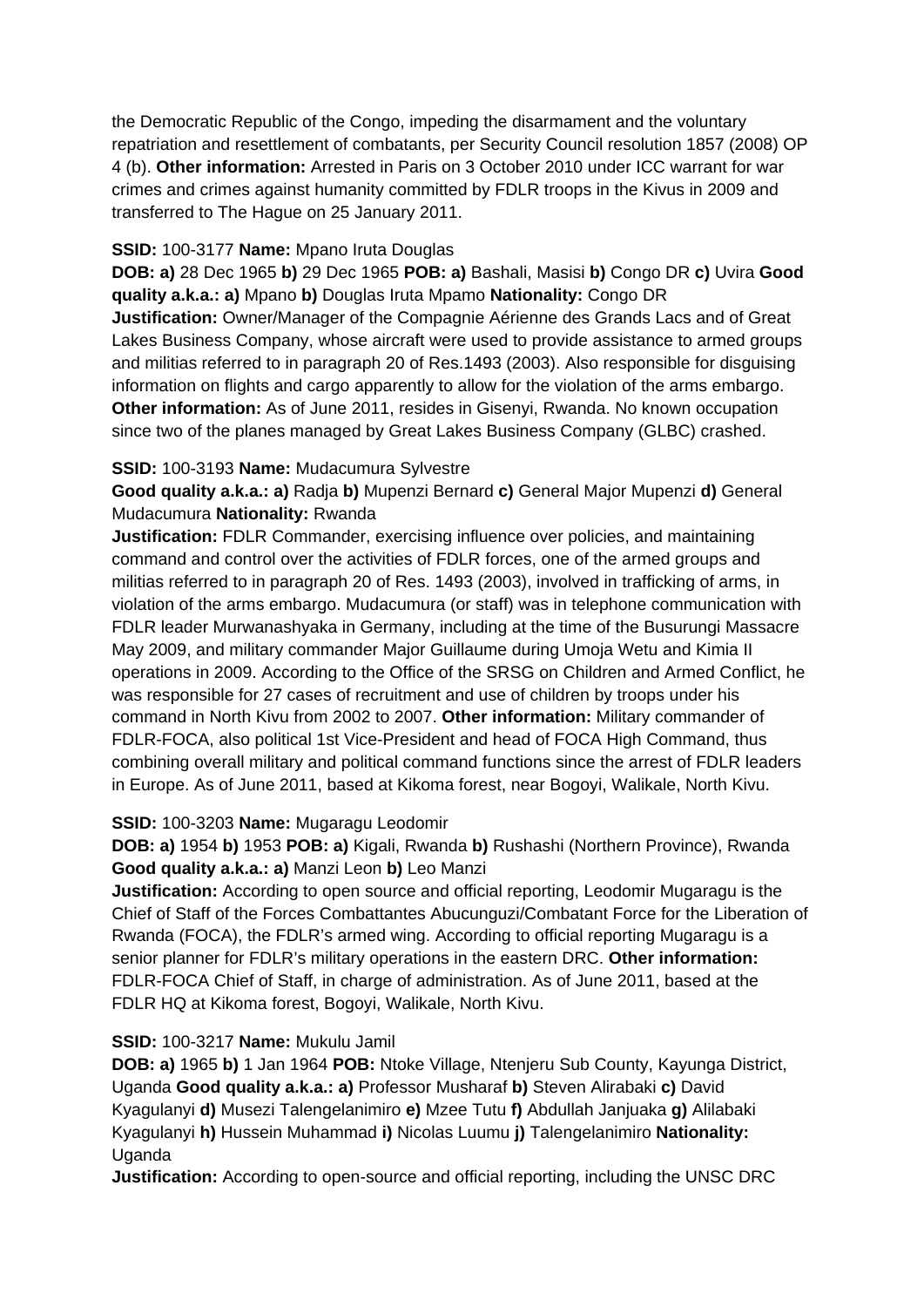the Democratic Republic of the Congo, impeding the disarmament and the voluntary repatriation and resettlement of combatants, per Security Council resolution 1857 (2008) OP 4 (b). **Other information:** Arrested in Paris on 3 October 2010 under ICC warrant for war crimes and crimes against humanity committed by FDLR troops in the Kivus in 2009 and transferred to The Hague on 25 January 2011.

**SSID:** 100-3177 **Name:** Mpano Iruta Douglas
**DOB: a)** 28 Dec 1965 **b)** 29 Dec 1965 **POB: a)** Bashali, Masisi **b)** Congo DR **c)** Uvira **Good quality a.k.a.: a)** Mpano **b)** Douglas Iruta Mpamo **Nationality:** Congo DR
**Justification:** Owner/Manager of the Compagnie Aérienne des Grands Lacs and of Great Lakes Business Company, whose aircraft were used to provide assistance to armed groups and militias referred to in paragraph 20 of Res.1493 (2003). Also responsible for disguising information on flights and cargo apparently to allow for the violation of the arms embargo. **Other information:** As of June 2011, resides in Gisenyi, Rwanda. No known occupation since two of the planes managed by Great Lakes Business Company (GLBC) crashed.

**SSID:** 100-3193 **Name:** Mudacumura Sylvestre
**Good quality a.k.a.: a)** Radja **b)** Mupenzi Bernard **c)** General Major Mupenzi **d)** General Mudacumura **Nationality:** Rwanda
**Justification:** FDLR Commander, exercising influence over policies, and maintaining command and control over the activities of FDLR forces, one of the armed groups and militias referred to in paragraph 20 of Res. 1493 (2003), involved in trafficking of arms, in violation of the arms embargo. Mudacumura (or staff) was in telephone communication with FDLR leader Murwanashyaka in Germany, including at the time of the Busurungi Massacre May 2009, and military commander Major Guillaume during Umoja Wetu and Kimia II operations in 2009. According to the Office of the SRSG on Children and Armed Conflict, he was responsible for 27 cases of recruitment and use of children by troops under his command in North Kivu from 2002 to 2007. **Other information:** Military commander of FDLR-FOCA, also political 1st Vice-President and head of FOCA High Command, thus combining overall military and political command functions since the arrest of FDLR leaders in Europe. As of June 2011, based at Kikoma forest, near Bogoyi, Walikale, North Kivu.

**SSID:** 100-3203 **Name:** Mugaragu Leodomir
**DOB: a)** 1954 **b)** 1953 **POB: a)** Kigali, Rwanda **b)** Rushashi (Northern Province), Rwanda **Good quality a.k.a.: a)** Manzi Leon **b)** Leo Manzi
**Justification:** According to open source and official reporting, Leodomir Mugaragu is the Chief of Staff of the Forces Combattantes Abucunguzi/Combatant Force for the Liberation of Rwanda (FOCA), the FDLR's armed wing. According to official reporting Mugaragu is a senior planner for FDLR's military operations in the eastern DRC. **Other information:** FDLR-FOCA Chief of Staff, in charge of administration. As of June 2011, based at the FDLR HQ at Kikoma forest, Bogoyi, Walikale, North Kivu.

**SSID:** 100-3217 **Name:** Mukulu Jamil
**DOB: a)** 1965 **b)** 1 Jan 1964 **POB:** Ntoke Village, Ntenjeru Sub County, Kayunga District, Uganda **Good quality a.k.a.: a)** Professor Musharaf **b)** Steven Alirabaki **c)** David Kyagulanyi **d)** Musezi Talengelanimiro **e)** Mzee Tutu **f)** Abdullah Janjuaka **g)** Alilabaki Kyagulanyi **h)** Hussein Muhammad **i)** Nicolas Luumu **j)** Talengelanimiro **Nationality:** Uganda
**Justification:** According to open-source and official reporting, including the UNSC DRC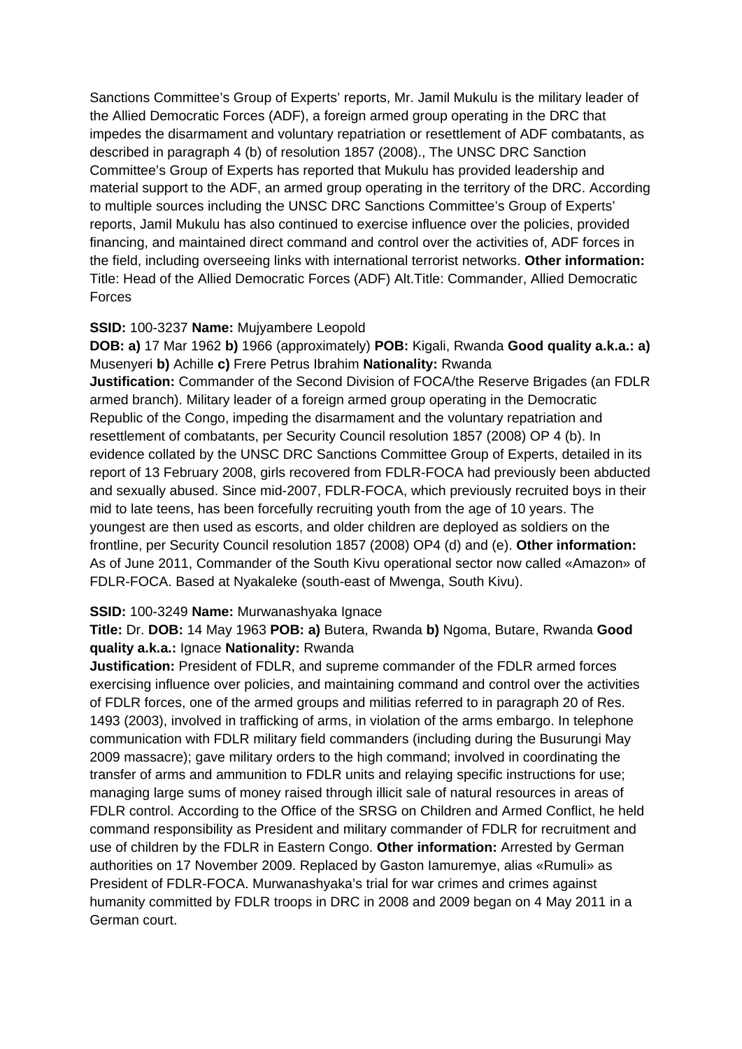Sanctions Committee's Group of Experts' reports, Mr. Jamil Mukulu is the military leader of the Allied Democratic Forces (ADF), a foreign armed group operating in the DRC that impedes the disarmament and voluntary repatriation or resettlement of ADF combatants, as described in paragraph 4 (b) of resolution 1857 (2008)., The UNSC DRC Sanction Committee's Group of Experts has reported that Mukulu has provided leadership and material support to the ADF, an armed group operating in the territory of the DRC. According to multiple sources including the UNSC DRC Sanctions Committee's Group of Experts' reports, Jamil Mukulu has also continued to exercise influence over the policies, provided financing, and maintained direct command and control over the activities of, ADF forces in the field, including overseeing links with international terrorist networks. **Other information:** Title: Head of the Allied Democratic Forces (ADF) Alt.Title: Commander, Allied Democratic Forces

**SSID:** 100-3237 **Name:** Mujyambere Leopold
**DOB: a)** 17 Mar 1962 **b)** 1966 (approximately) **POB:** Kigali, Rwanda **Good quality a.k.a.: a)** Musenyeri **b)** Achille **c)** Frere Petrus Ibrahim **Nationality:** Rwanda
**Justification:** Commander of the Second Division of FOCA/the Reserve Brigades (an FDLR armed branch). Military leader of a foreign armed group operating in the Democratic Republic of the Congo, impeding the disarmament and the voluntary repatriation and resettlement of combatants, per Security Council resolution 1857 (2008) OP 4 (b). In evidence collated by the UNSC DRC Sanctions Committee Group of Experts, detailed in its report of 13 February 2008, girls recovered from FDLR-FOCA had previously been abducted and sexually abused. Since mid-2007, FDLR-FOCA, which previously recruited boys in their mid to late teens, has been forcefully recruiting youth from the age of 10 years. The youngest are then used as escorts, and older children are deployed as soldiers on the frontline, per Security Council resolution 1857 (2008) OP4 (d) and (e). **Other information:** As of June 2011, Commander of the South Kivu operational sector now called «Amazon» of FDLR-FOCA. Based at Nyakaleke (south-east of Mwenga, South Kivu).

**SSID:** 100-3249 **Name:** Murwanashyaka Ignace
**Title:** Dr. **DOB:** 14 May 1963 **POB: a)** Butera, Rwanda **b)** Ngoma, Butare, Rwanda **Good quality a.k.a.:** Ignace **Nationality:** Rwanda
**Justification:** President of FDLR, and supreme commander of the FDLR armed forces exercising influence over policies, and maintaining command and control over the activities of FDLR forces, one of the armed groups and militias referred to in paragraph 20 of Res. 1493 (2003), involved in trafficking of arms, in violation of the arms embargo. In telephone communication with FDLR military field commanders (including during the Busurungi May 2009 massacre); gave military orders to the high command; involved in coordinating the transfer of arms and ammunition to FDLR units and relaying specific instructions for use; managing large sums of money raised through illicit sale of natural resources in areas of FDLR control. According to the Office of the SRSG on Children and Armed Conflict, he held command responsibility as President and military commander of FDLR for recruitment and use of children by the FDLR in Eastern Congo. **Other information:** Arrested by German authorities on 17 November 2009. Replaced by Gaston Iamuremye, alias «Rumuli» as President of FDLR-FOCA. Murwanashyaka's trial for war crimes and crimes against humanity committed by FDLR troops in DRC in 2008 and 2009 began on 4 May 2011 in a German court.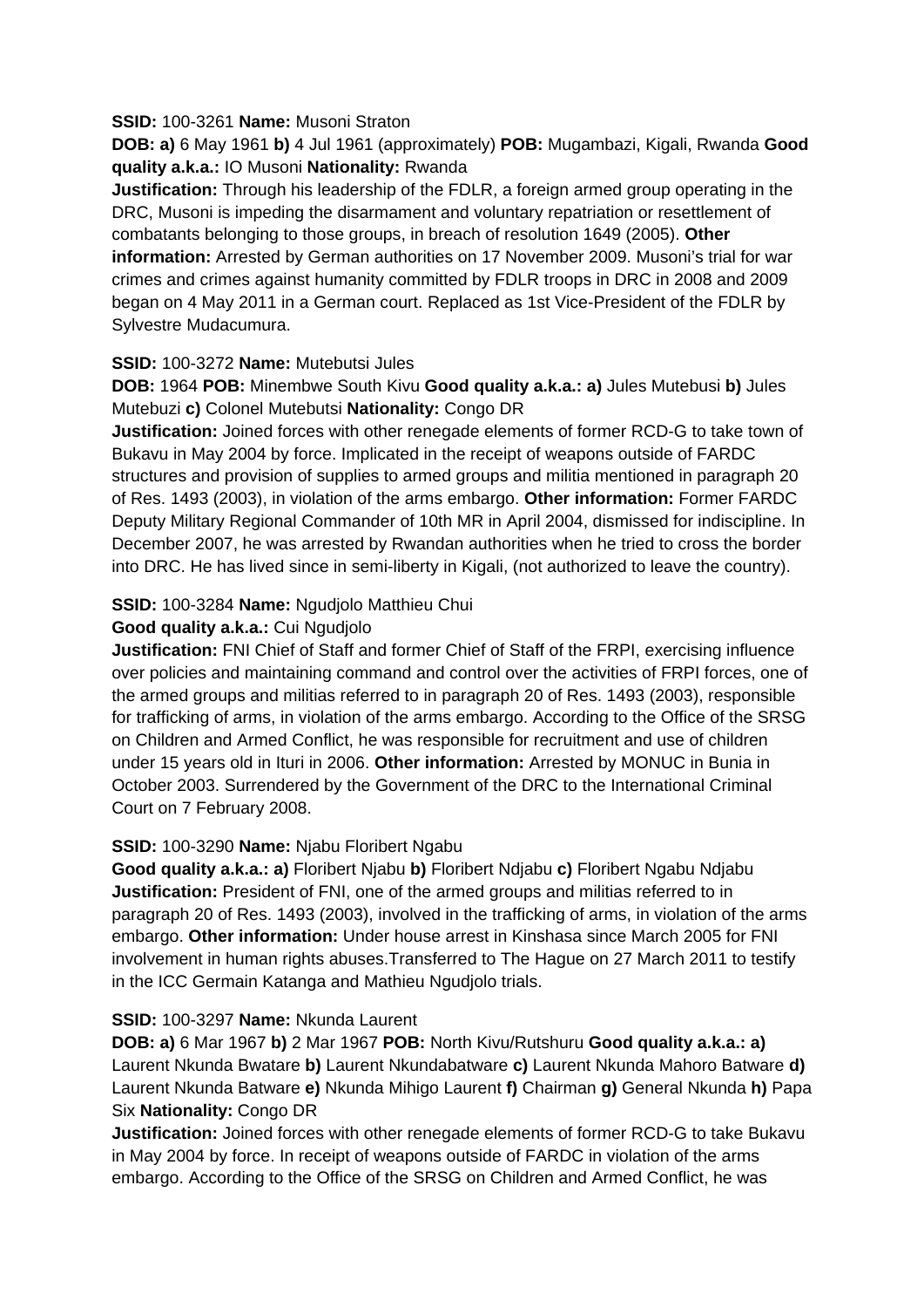**SSID:** 100-3261 **Name:** Musoni Straton

**DOB: a)** 6 May 1961 **b)** 4 Jul 1961 (approximately) **POB:** Mugambazi, Kigali, Rwanda **Good quality a.k.a.:** IO Musoni **Nationality:** Rwanda

**Justification:** Through his leadership of the FDLR, a foreign armed group operating in the DRC, Musoni is impeding the disarmament and voluntary repatriation or resettlement of combatants belonging to those groups, in breach of resolution 1649 (2005). **Other information:** Arrested by German authorities on 17 November 2009. Musoni's trial for war crimes and crimes against humanity committed by FDLR troops in DRC in 2008 and 2009 began on 4 May 2011 in a German court. Replaced as 1st Vice-President of the FDLR by Sylvestre Mudacumura.

**SSID:** 100-3272 **Name:** Mutebutsi Jules

**DOB:** 1964 **POB:** Minembwe South Kivu **Good quality a.k.a.: a)** Jules Mutebusi **b)** Jules Mutebuzi **c)** Colonel Mutebutsi **Nationality:** Congo DR

**Justification:** Joined forces with other renegade elements of former RCD-G to take town of Bukavu in May 2004 by force. Implicated in the receipt of weapons outside of FARDC structures and provision of supplies to armed groups and militia mentioned in paragraph 20 of Res. 1493 (2003), in violation of the arms embargo. **Other information:** Former FARDC Deputy Military Regional Commander of 10th MR in April 2004, dismissed for indiscipline. In December 2007, he was arrested by Rwandan authorities when he tried to cross the border into DRC. He has lived since in semi-liberty in Kigali, (not authorized to leave the country).

**SSID:** 100-3284 **Name:** Ngudjolo Matthieu Chui

**Good quality a.k.a.:** Cui Ngudjolo

**Justification:** FNI Chief of Staff and former Chief of Staff of the FRPI, exercising influence over policies and maintaining command and control over the activities of FRPI forces, one of the armed groups and militias referred to in paragraph 20 of Res. 1493 (2003), responsible for trafficking of arms, in violation of the arms embargo. According to the Office of the SRSG on Children and Armed Conflict, he was responsible for recruitment and use of children under 15 years old in Ituri in 2006. **Other information:** Arrested by MONUC in Bunia in October 2003. Surrendered by the Government of the DRC to the International Criminal Court on 7 February 2008.

**SSID:** 100-3290 **Name:** Njabu Floribert Ngabu

**Good quality a.k.a.: a)** Floribert Njabu **b)** Floribert Ndjabu **c)** Floribert Ngabu Ndjabu

**Justification:** President of FNI, one of the armed groups and militias referred to in paragraph 20 of Res. 1493 (2003), involved in the trafficking of arms, in violation of the arms embargo. **Other information:** Under house arrest in Kinshasa since March 2005 for FNI involvement in human rights abuses.Transferred to The Hague on 27 March 2011 to testify in the ICC Germain Katanga and Mathieu Ngudjolo trials.

**SSID:** 100-3297 **Name:** Nkunda Laurent

**DOB: a)** 6 Mar 1967 **b)** 2 Mar 1967 **POB:** North Kivu/Rutshuru **Good quality a.k.a.: a)** Laurent Nkunda Bwatare **b)** Laurent Nkundabatware **c)** Laurent Nkunda Mahoro Batware **d)** Laurent Nkunda Batware **e)** Nkunda Mihigo Laurent **f)** Chairman **g)** General Nkunda **h)** Papa Six **Nationality:** Congo DR

**Justification:** Joined forces with other renegade elements of former RCD-G to take Bukavu in May 2004 by force. In receipt of weapons outside of FARDC in violation of the arms embargo. According to the Office of the SRSG on Children and Armed Conflict, he was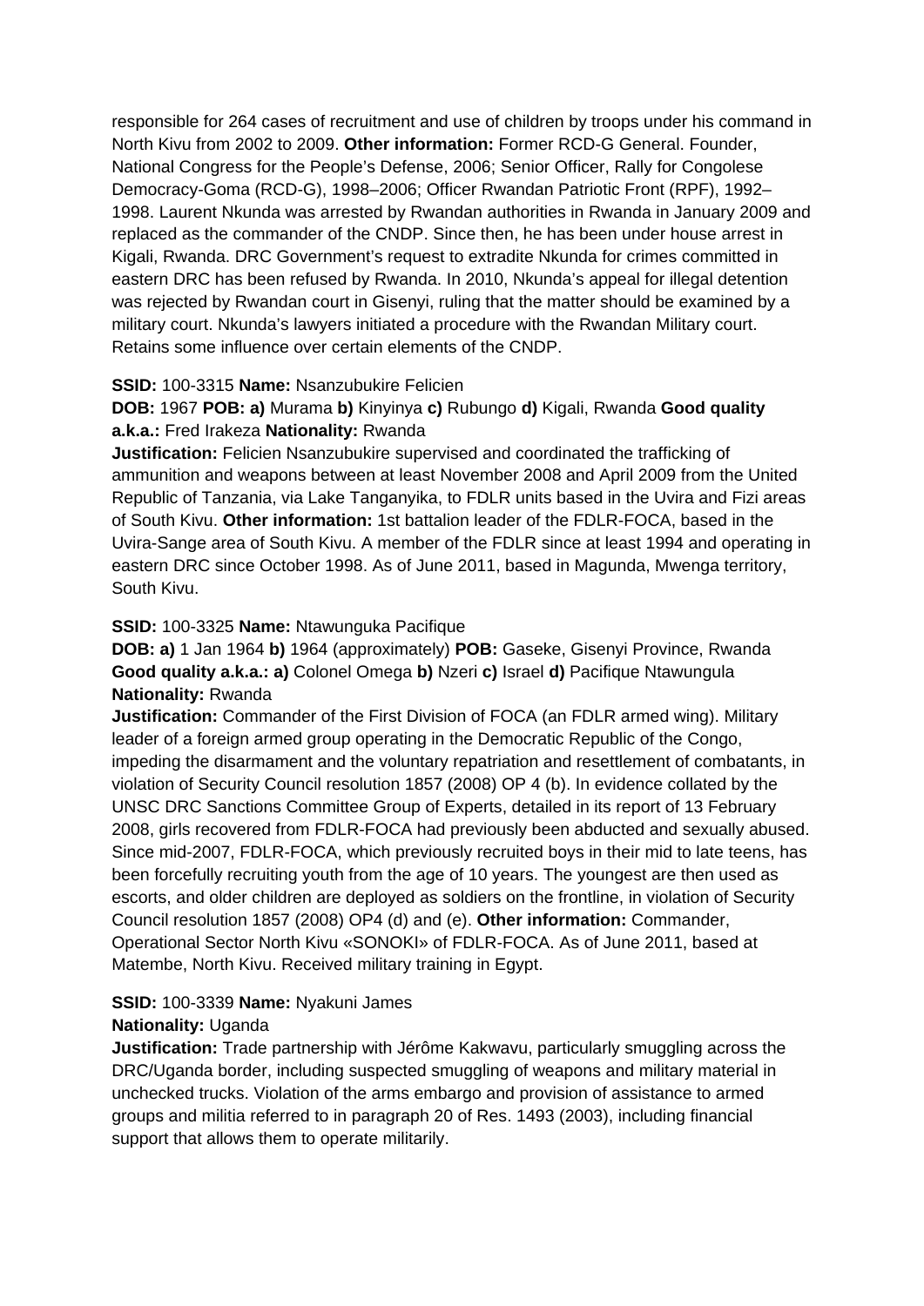responsible for 264 cases of recruitment and use of children by troops under his command in North Kivu from 2002 to 2009. **Other information:** Former RCD-G General. Founder, National Congress for the People's Defense, 2006; Senior Officer, Rally for Congolese Democracy-Goma (RCD-G), 1998–2006; Officer Rwandan Patriotic Front (RPF), 1992–1998. Laurent Nkunda was arrested by Rwandan authorities in Rwanda in January 2009 and replaced as the commander of the CNDP. Since then, he has been under house arrest in Kigali, Rwanda. DRC Government's request to extradite Nkunda for crimes committed in eastern DRC has been refused by Rwanda. In 2010, Nkunda's appeal for illegal detention was rejected by Rwandan court in Gisenyi, ruling that the matter should be examined by a military court. Nkunda's lawyers initiated a procedure with the Rwandan Military court. Retains some influence over certain elements of the CNDP.

**SSID:** 100-3315 **Name:** Nsanzubukire Felicien

**DOB:** 1967 **POB: a)** Murama **b)** Kinyinya **c)** Rubungo **d)** Kigali, Rwanda **Good quality a.k.a.:** Fred Irakeza **Nationality:** Rwanda

**Justification:** Felicien Nsanzubukire supervised and coordinated the trafficking of ammunition and weapons between at least November 2008 and April 2009 from the United Republic of Tanzania, via Lake Tanganyika, to FDLR units based in the Uvira and Fizi areas of South Kivu. **Other information:** 1st battalion leader of the FDLR-FOCA, based in the Uvira-Sange area of South Kivu. A member of the FDLR since at least 1994 and operating in eastern DRC since October 1998. As of June 2011, based in Magunda, Mwenga territory, South Kivu.

**SSID:** 100-3325 **Name:** Ntawunguka Pacifique

**DOB: a)** 1 Jan 1964 **b)** 1964 (approximately) **POB:** Gaseke, Gisenyi Province, Rwanda **Good quality a.k.a.: a)** Colonel Omega **b)** Nzeri **c)** Israel **d)** Pacifique Ntawungula **Nationality:** Rwanda

**Justification:** Commander of the First Division of FOCA (an FDLR armed wing). Military leader of a foreign armed group operating in the Democratic Republic of the Congo, impeding the disarmament and the voluntary repatriation and resettlement of combatants, in violation of Security Council resolution 1857 (2008) OP 4 (b). In evidence collated by the UNSC DRC Sanctions Committee Group of Experts, detailed in its report of 13 February 2008, girls recovered from FDLR-FOCA had previously been abducted and sexually abused. Since mid-2007, FDLR-FOCA, which previously recruited boys in their mid to late teens, has been forcefully recruiting youth from the age of 10 years. The youngest are then used as escorts, and older children are deployed as soldiers on the frontline, in violation of Security Council resolution 1857 (2008) OP4 (d) and (e). **Other information:** Commander, Operational Sector North Kivu «SONOKI» of FDLR-FOCA. As of June 2011, based at Matembe, North Kivu. Received military training in Egypt.

**SSID:** 100-3339 **Name:** Nyakuni James

**Nationality:** Uganda

**Justification:** Trade partnership with Jérôme Kakwavu, particularly smuggling across the DRC/Uganda border, including suspected smuggling of weapons and military material in unchecked trucks. Violation of the arms embargo and provision of assistance to armed groups and militia referred to in paragraph 20 of Res. 1493 (2003), including financial support that allows them to operate militarily.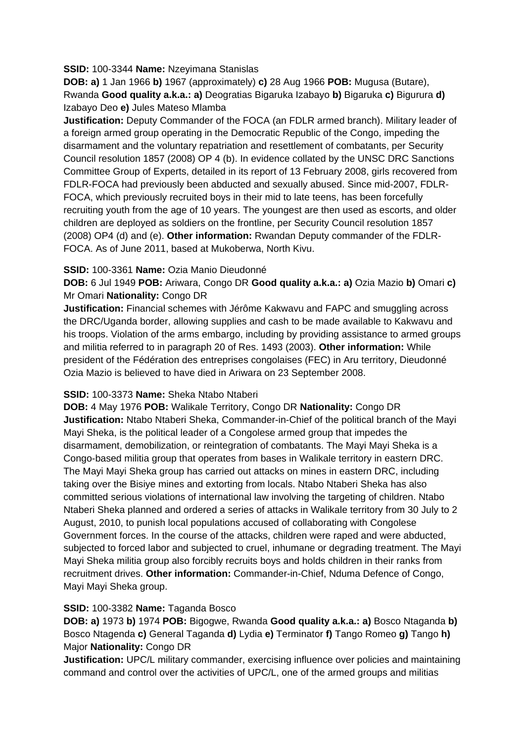**SSID:** 100-3344 **Name:** Nzeyimana Stanislas

**DOB: a)** 1 Jan 1966 **b)** 1967 (approximately) **c)** 28 Aug 1966 **POB:** Mugusa (Butare), Rwanda **Good quality a.k.a.: a)** Deogratias Bigaruka Izabayo **b)** Bigaruka **c)** Bigurura **d)** Izabayo Deo **e)** Jules Mateso Mlamba

**Justification:** Deputy Commander of the FOCA (an FDLR armed branch). Military leader of a foreign armed group operating in the Democratic Republic of the Congo, impeding the disarmament and the voluntary repatriation and resettlement of combatants, per Security Council resolution 1857 (2008) OP 4 (b). In evidence collated by the UNSC DRC Sanctions Committee Group of Experts, detailed in its report of 13 February 2008, girls recovered from FDLR-FOCA had previously been abducted and sexually abused. Since mid-2007, FDLR-FOCA, which previously recruited boys in their mid to late teens, has been forcefully recruiting youth from the age of 10 years. The youngest are then used as escorts, and older children are deployed as soldiers on the frontline, per Security Council resolution 1857 (2008) OP4 (d) and (e). **Other information:** Rwandan Deputy commander of the FDLR-FOCA. As of June 2011, based at Mukoberwa, North Kivu.

**SSID:** 100-3361 **Name:** Ozia Manio Dieudonné

**DOB:** 6 Jul 1949 **POB:** Ariwara, Congo DR **Good quality a.k.a.: a)** Ozia Mazio **b)** Omari **c)** Mr Omari **Nationality:** Congo DR

**Justification:** Financial schemes with Jérôme Kakwavu and FAPC and smuggling across the DRC/Uganda border, allowing supplies and cash to be made available to Kakwavu and his troops. Violation of the arms embargo, including by providing assistance to armed groups and militia referred to in paragraph 20 of Res. 1493 (2003). **Other information:** While president of the Fédération des entreprises congolaises (FEC) in Aru territory, Dieudonné Ozia Mazio is believed to have died in Ariwara on 23 September 2008.

**SSID:** 100-3373 **Name:** Sheka Ntabo Ntaberi

**DOB:** 4 May 1976 **POB:** Walikale Territory, Congo DR **Nationality:** Congo DR

**Justification:** Ntabo Ntaberi Sheka, Commander-in-Chief of the political branch of the Mayi Mayi Sheka, is the political leader of a Congolese armed group that impedes the disarmament, demobilization, or reintegration of combatants. The Mayi Mayi Sheka is a Congo-based militia group that operates from bases in Walikale territory in eastern DRC. The Mayi Mayi Sheka group has carried out attacks on mines in eastern DRC, including taking over the Bisiye mines and extorting from locals. Ntabo Ntaberi Sheka has also committed serious violations of international law involving the targeting of children. Ntabo Ntaberi Sheka planned and ordered a series of attacks in Walikale territory from 30 July to 2 August, 2010, to punish local populations accused of collaborating with Congolese Government forces. In the course of the attacks, children were raped and were abducted, subjected to forced labor and subjected to cruel, inhumane or degrading treatment. The Mayi Mayi Sheka militia group also forcibly recruits boys and holds children in their ranks from recruitment drives. **Other information:** Commander-in-Chief, Nduma Defence of Congo, Mayi Mayi Sheka group.

**SSID:** 100-3382 **Name:** Taganda Bosco

**DOB: a)** 1973 **b)** 1974 **POB:** Bigogwe, Rwanda **Good quality a.k.a.: a)** Bosco Ntaganda **b)** Bosco Ntagenda **c)** General Taganda **d)** Lydia **e)** Terminator **f)** Tango Romeo **g)** Tango **h)** Major **Nationality:** Congo DR

**Justification:** UPC/L military commander, exercising influence over policies and maintaining command and control over the activities of UPC/L, one of the armed groups and militias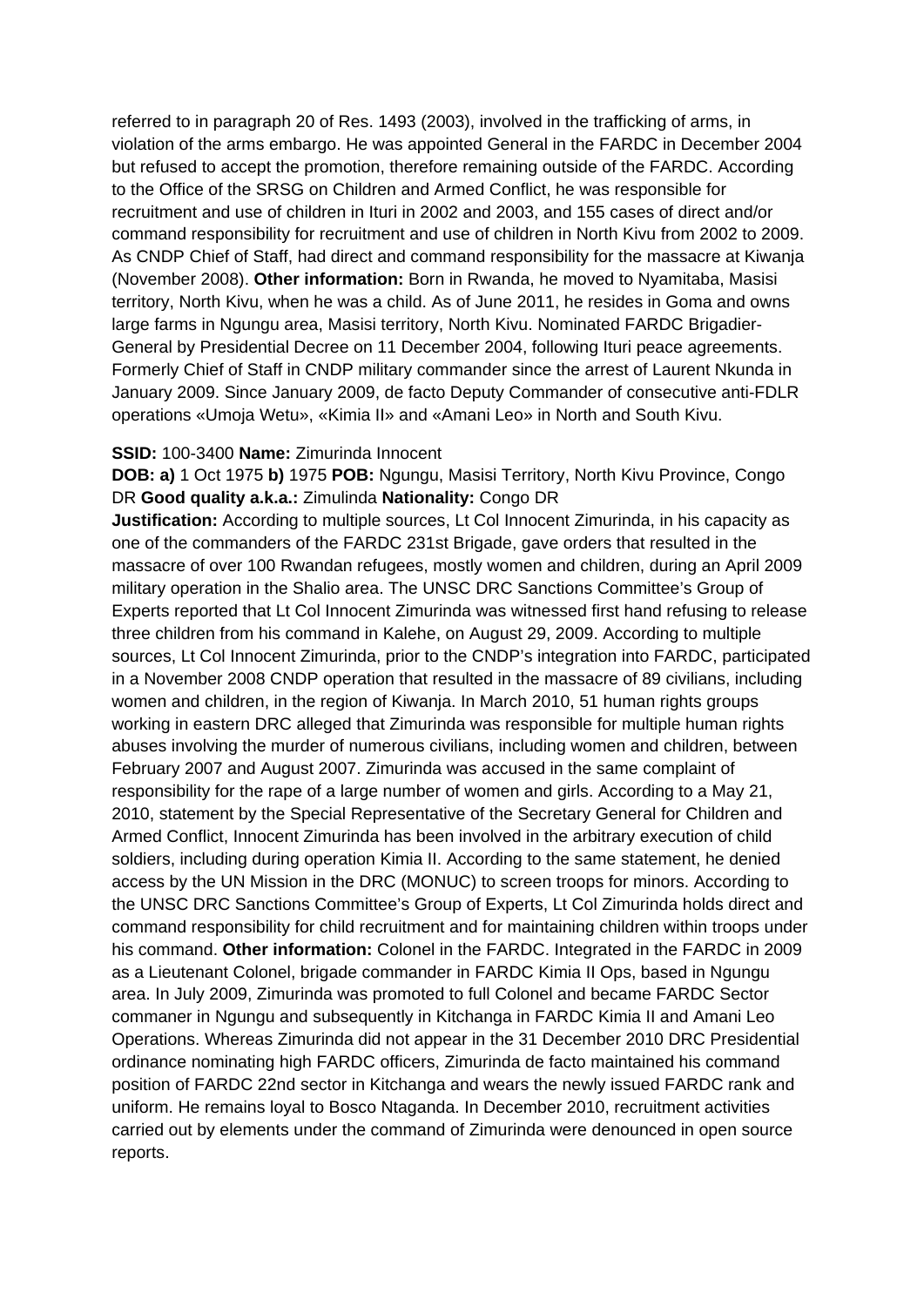referred to in paragraph 20 of Res. 1493 (2003), involved in the trafficking of arms, in violation of the arms embargo. He was appointed General in the FARDC in December 2004 but refused to accept the promotion, therefore remaining outside of the FARDC. According to the Office of the SRSG on Children and Armed Conflict, he was responsible for recruitment and use of children in Ituri in 2002 and 2003, and 155 cases of direct and/or command responsibility for recruitment and use of children in North Kivu from 2002 to 2009. As CNDP Chief of Staff, had direct and command responsibility for the massacre at Kiwanja (November 2008). **Other information:** Born in Rwanda, he moved to Nyamitaba, Masisi territory, North Kivu, when he was a child. As of June 2011, he resides in Goma and owns large farms in Ngungu area, Masisi territory, North Kivu. Nominated FARDC Brigadier-General by Presidential Decree on 11 December 2004, following Ituri peace agreements. Formerly Chief of Staff in CNDP military commander since the arrest of Laurent Nkunda in January 2009. Since January 2009, de facto Deputy Commander of consecutive anti-FDLR operations «Umoja Wetu», «Kimia II» and «Amani Leo» in North and South Kivu.

**SSID:** 100-3400 **Name:** Zimurinda Innocent

**DOB: a)** 1 Oct 1975 **b)** 1975 **POB:** Ngungu, Masisi Territory, North Kivu Province, Congo DR **Good quality a.k.a.:** Zimulinda **Nationality:** Congo DR

**Justification:** According to multiple sources, Lt Col Innocent Zimurinda, in his capacity as one of the commanders of the FARDC 231st Brigade, gave orders that resulted in the massacre of over 100 Rwandan refugees, mostly women and children, during an April 2009 military operation in the Shalio area. The UNSC DRC Sanctions Committee's Group of Experts reported that Lt Col Innocent Zimurinda was witnessed first hand refusing to release three children from his command in Kalehe, on August 29, 2009. According to multiple sources, Lt Col Innocent Zimurinda, prior to the CNDP's integration into FARDC, participated in a November 2008 CNDP operation that resulted in the massacre of 89 civilians, including women and children, in the region of Kiwanja. In March 2010, 51 human rights groups working in eastern DRC alleged that Zimurinda was responsible for multiple human rights abuses involving the murder of numerous civilians, including women and children, between February 2007 and August 2007. Zimurinda was accused in the same complaint of responsibility for the rape of a large number of women and girls. According to a May 21, 2010, statement by the Special Representative of the Secretary General for Children and Armed Conflict, Innocent Zimurinda has been involved in the arbitrary execution of child soldiers, including during operation Kimia II. According to the same statement, he denied access by the UN Mission in the DRC (MONUC) to screen troops for minors. According to the UNSC DRC Sanctions Committee's Group of Experts, Lt Col Zimurinda holds direct and command responsibility for child recruitment and for maintaining children within troops under his command. **Other information:** Colonel in the FARDC. Integrated in the FARDC in 2009 as a Lieutenant Colonel, brigade commander in FARDC Kimia II Ops, based in Ngungu area. In July 2009, Zimurinda was promoted to full Colonel and became FARDC Sector commaner in Ngungu and subsequently in Kitchanga in FARDC Kimia II and Amani Leo Operations. Whereas Zimurinda did not appear in the 31 December 2010 DRC Presidential ordinance nominating high FARDC officers, Zimurinda de facto maintained his command position of FARDC 22nd sector in Kitchanga and wears the newly issued FARDC rank and uniform. He remains loyal to Bosco Ntaganda. In December 2010, recruitment activities carried out by elements under the command of Zimurinda were denounced in open source reports.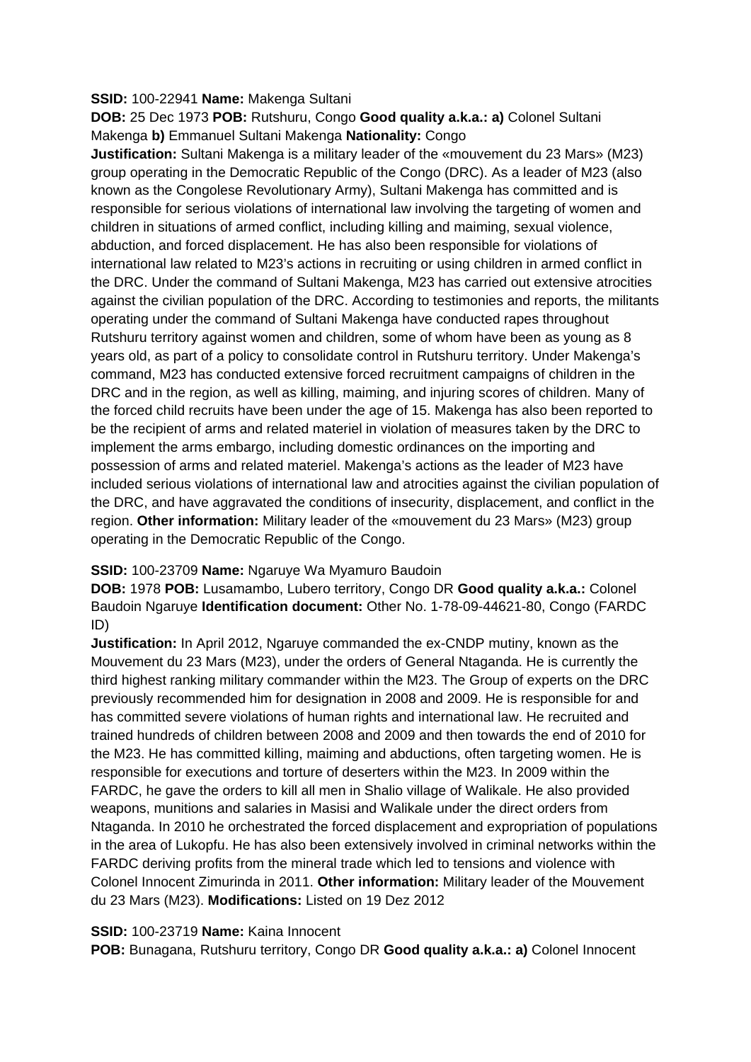**SSID:** 100-22941 **Name:** Makenga Sultani

**DOB:** 25 Dec 1973 **POB:** Rutshuru, Congo **Good quality a.k.a.: a)** Colonel Sultani Makenga **b)** Emmanuel Sultani Makenga **Nationality:** Congo

**Justification:** Sultani Makenga is a military leader of the «mouvement du 23 Mars» (M23) group operating in the Democratic Republic of the Congo (DRC). As a leader of M23 (also known as the Congolese Revolutionary Army), Sultani Makenga has committed and is responsible for serious violations of international law involving the targeting of women and children in situations of armed conflict, including killing and maiming, sexual violence, abduction, and forced displacement. He has also been responsible for violations of international law related to M23's actions in recruiting or using children in armed conflict in the DRC. Under the command of Sultani Makenga, M23 has carried out extensive atrocities against the civilian population of the DRC. According to testimonies and reports, the militants operating under the command of Sultani Makenga have conducted rapes throughout Rutshuru territory against women and children, some of whom have been as young as 8 years old, as part of a policy to consolidate control in Rutshuru territory. Under Makenga's command, M23 has conducted extensive forced recruitment campaigns of children in the DRC and in the region, as well as killing, maiming, and injuring scores of children. Many of the forced child recruits have been under the age of 15. Makenga has also been reported to be the recipient of arms and related materiel in violation of measures taken by the DRC to implement the arms embargo, including domestic ordinances on the importing and possession of arms and related materiel. Makenga's actions as the leader of M23 have included serious violations of international law and atrocities against the civilian population of the DRC, and have aggravated the conditions of insecurity, displacement, and conflict in the region. **Other information:** Military leader of the «mouvement du 23 Mars» (M23) group operating in the Democratic Republic of the Congo.

**SSID:** 100-23709 **Name:** Ngaruye Wa Myamuro Baudoin

**DOB:** 1978 **POB:** Lusamambo, Lubero territory, Congo DR **Good quality a.k.a.:** Colonel Baudoin Ngaruye **Identification document:** Other No. 1-78-09-44621-80, Congo (FARDC ID)

**Justification:** In April 2012, Ngaruye commanded the ex-CNDP mutiny, known as the Mouvement du 23 Mars (M23), under the orders of General Ntaganda. He is currently the third highest ranking military commander within the M23. The Group of experts on the DRC previously recommended him for designation in 2008 and 2009. He is responsible for and has committed severe violations of human rights and international law. He recruited and trained hundreds of children between 2008 and 2009 and then towards the end of 2010 for the M23. He has committed killing, maiming and abductions, often targeting women. He is responsible for executions and torture of deserters within the M23. In 2009 within the FARDC, he gave the orders to kill all men in Shalio village of Walikale. He also provided weapons, munitions and salaries in Masisi and Walikale under the direct orders from Ntaganda. In 2010 he orchestrated the forced displacement and expropriation of populations in the area of Lukopfu. He has also been extensively involved in criminal networks within the FARDC deriving profits from the mineral trade which led to tensions and violence with Colonel Innocent Zimurinda in 2011. **Other information:** Military leader of the Mouvement du 23 Mars (M23). **Modifications:** Listed on 19 Dez 2012

**SSID:** 100-23719 **Name:** Kaina Innocent

**POB:** Bunagana, Rutshuru territory, Congo DR **Good quality a.k.a.: a)** Colonel Innocent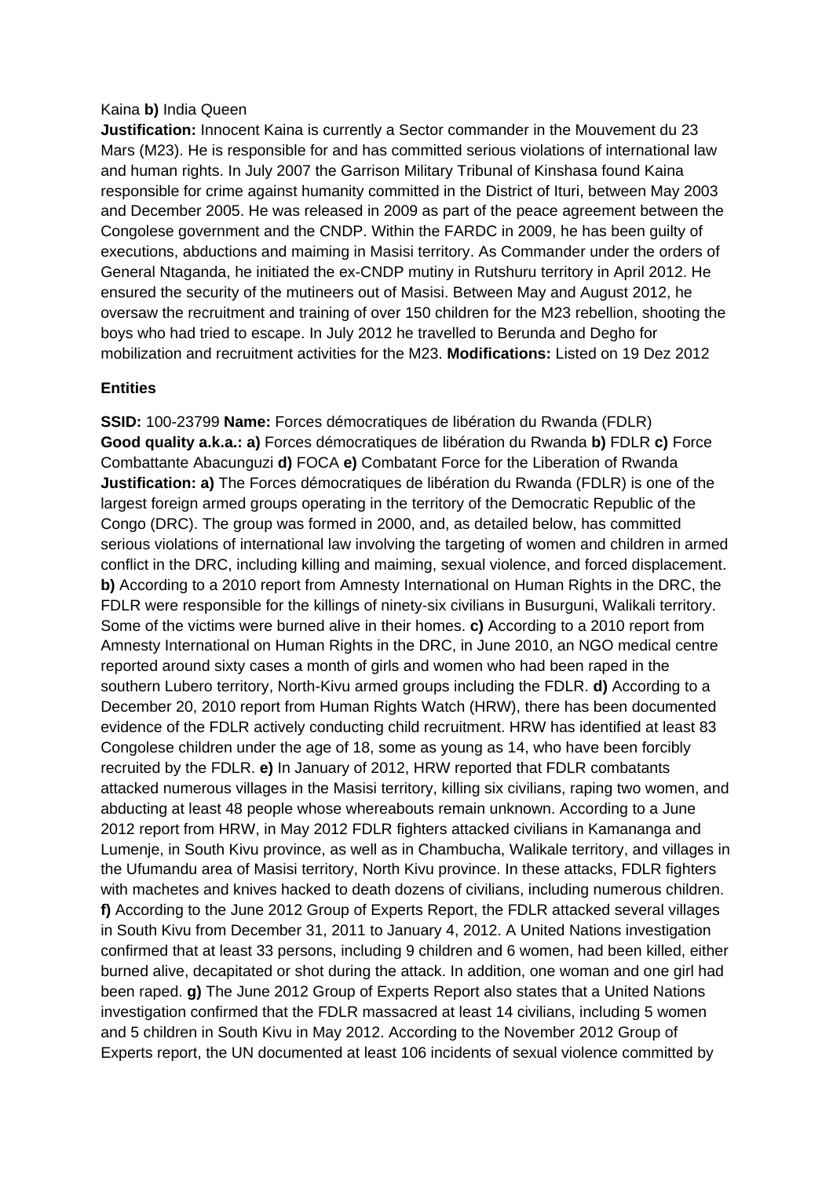Kaina **b)** India Queen
**Justification:** Innocent Kaina is currently a Sector commander in the Mouvement du 23 Mars (M23). He is responsible for and has committed serious violations of international law and human rights. In July 2007 the Garrison Military Tribunal of Kinshasa found Kaina responsible for crime against humanity committed in the District of Ituri, between May 2003 and December 2005. He was released in 2009 as part of the peace agreement between the Congolese government and the CNDP. Within the FARDC in 2009, he has been guilty of executions, abductions and maiming in Masisi territory. As Commander under the orders of General Ntaganda, he initiated the ex-CNDP mutiny in Rutshuru territory in April 2012. He ensured the security of the mutineers out of Masisi. Between May and August 2012, he oversaw the recruitment and training of over 150 children for the M23 rebellion, shooting the boys who had tried to escape. In July 2012 he travelled to Berunda and Degho for mobilization and recruitment activities for the M23. **Modifications:** Listed on 19 Dez 2012

**Entities**

**SSID:** 100-23799 **Name:** Forces démocratiques de libération du Rwanda (FDLR)
**Good quality a.k.a.: a)** Forces démocratiques de libération du Rwanda **b)** FDLR **c)** Force Combattante Abacunguzi **d)** FOCA **e)** Combatant Force for the Liberation of Rwanda
**Justification: a)** The Forces démocratiques de libération du Rwanda (FDLR) is one of the largest foreign armed groups operating in the territory of the Democratic Republic of the Congo (DRC). The group was formed in 2000, and, as detailed below, has committed serious violations of international law involving the targeting of women and children in armed conflict in the DRC, including killing and maiming, sexual violence, and forced displacement. **b)** According to a 2010 report from Amnesty International on Human Rights in the DRC, the FDLR were responsible for the killings of ninety-six civilians in Busurguni, Walikali territory. Some of the victims were burned alive in their homes. **c)** According to a 2010 report from Amnesty International on Human Rights in the DRC, in June 2010, an NGO medical centre reported around sixty cases a month of girls and women who had been raped in the southern Lubero territory, North-Kivu armed groups including the FDLR. **d)** According to a December 20, 2010 report from Human Rights Watch (HRW), there has been documented evidence of the FDLR actively conducting child recruitment. HRW has identified at least 83 Congolese children under the age of 18, some as young as 14, who have been forcibly recruited by the FDLR. **e)** In January of 2012, HRW reported that FDLR combatants attacked numerous villages in the Masisi territory, killing six civilians, raping two women, and abducting at least 48 people whose whereabouts remain unknown. According to a June 2012 report from HRW, in May 2012 FDLR fighters attacked civilians in Kamananga and Lumenje, in South Kivu province, as well as in Chambucha, Walikale territory, and villages in the Ufumandu area of Masisi territory, North Kivu province. In these attacks, FDLR fighters with machetes and knives hacked to death dozens of civilians, including numerous children. **f)** According to the June 2012 Group of Experts Report, the FDLR attacked several villages in South Kivu from December 31, 2011 to January 4, 2012. A United Nations investigation confirmed that at least 33 persons, including 9 children and 6 women, had been killed, either burned alive, decapitated or shot during the attack. In addition, one woman and one girl had been raped. **g)** The June 2012 Group of Experts Report also states that a United Nations investigation confirmed that the FDLR massacred at least 14 civilians, including 5 women and 5 children in South Kivu in May 2012. According to the November 2012 Group of Experts report, the UN documented at least 106 incidents of sexual violence committed by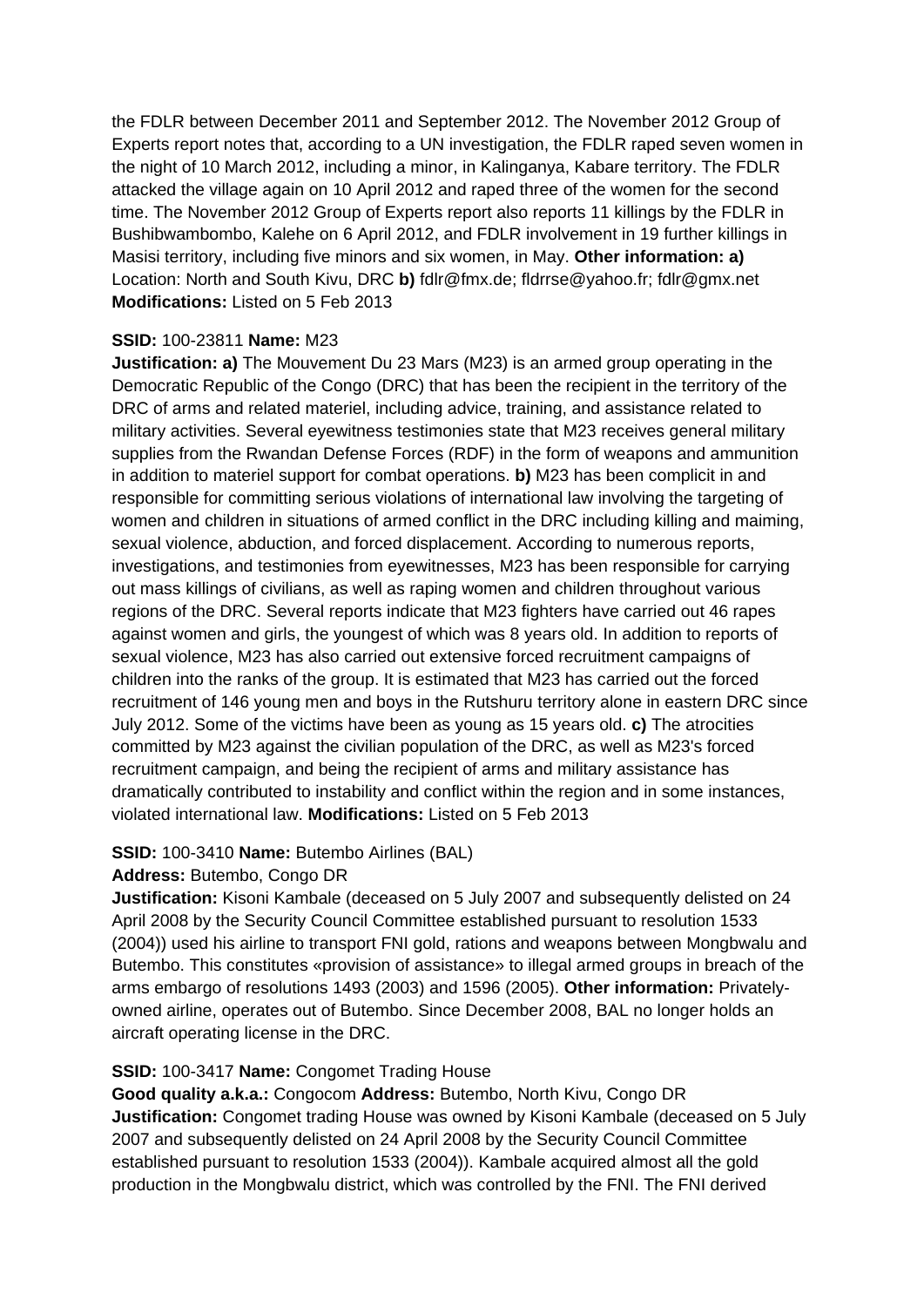the FDLR between December 2011 and September 2012. The November 2012 Group of Experts report notes that, according to a UN investigation, the FDLR raped seven women in the night of 10 March 2012, including a minor, in Kalinganya, Kabare territory. The FDLR attacked the village again on 10 April 2012 and raped three of the women for the second time. The November 2012 Group of Experts report also reports 11 killings by the FDLR in Bushibwambombo, Kalehe on 6 April 2012, and FDLR involvement in 19 further killings in Masisi territory, including five minors and six women, in May. **Other information: a)** Location: North and South Kivu, DRC **b)** fdlr@fmx.de; fldrrse@yahoo.fr; fdlr@gmx.net **Modifications:** Listed on 5 Feb 2013

**SSID:** 100-23811 **Name:** M23

**Justification: a)** The Mouvement Du 23 Mars (M23) is an armed group operating in the Democratic Republic of the Congo (DRC) that has been the recipient in the territory of the DRC of arms and related materiel, including advice, training, and assistance related to military activities. Several eyewitness testimonies state that M23 receives general military supplies from the Rwandan Defense Forces (RDF) in the form of weapons and ammunition in addition to materiel support for combat operations. **b)** M23 has been complicit in and responsible for committing serious violations of international law involving the targeting of women and children in situations of armed conflict in the DRC including killing and maiming, sexual violence, abduction, and forced displacement. According to numerous reports, investigations, and testimonies from eyewitnesses, M23 has been responsible for carrying out mass killings of civilians, as well as raping women and children throughout various regions of the DRC. Several reports indicate that M23 fighters have carried out 46 rapes against women and girls, the youngest of which was 8 years old. In addition to reports of sexual violence, M23 has also carried out extensive forced recruitment campaigns of children into the ranks of the group. It is estimated that M23 has carried out the forced recruitment of 146 young men and boys in the Rutshuru territory alone in eastern DRC since July 2012. Some of the victims have been as young as 15 years old. **c)** The atrocities committed by M23 against the civilian population of the DRC, as well as M23's forced recruitment campaign, and being the recipient of arms and military assistance has dramatically contributed to instability and conflict within the region and in some instances, violated international law. **Modifications:** Listed on 5 Feb 2013

**SSID:** 100-3410 **Name:** Butembo Airlines (BAL)

**Address:** Butembo, Congo DR

**Justification:** Kisoni Kambale (deceased on 5 July 2007 and subsequently delisted on 24 April 2008 by the Security Council Committee established pursuant to resolution 1533 (2004)) used his airline to transport FNI gold, rations and weapons between Mongbwalu and Butembo. This constitutes «provision of assistance» to illegal armed groups in breach of the arms embargo of resolutions 1493 (2003) and 1596 (2005). **Other information:** Privately-owned airline, operates out of Butembo. Since December 2008, BAL no longer holds an aircraft operating license in the DRC.

**SSID:** 100-3417 **Name:** Congomet Trading House

**Good quality a.k.a.:** Congocom **Address:** Butembo, North Kivu, Congo DR

**Justification:** Congomet trading House was owned by Kisoni Kambale (deceased on 5 July 2007 and subsequently delisted on 24 April 2008 by the Security Council Committee established pursuant to resolution 1533 (2004)). Kambale acquired almost all the gold production in the Mongbwalu district, which was controlled by the FNI. The FNI derived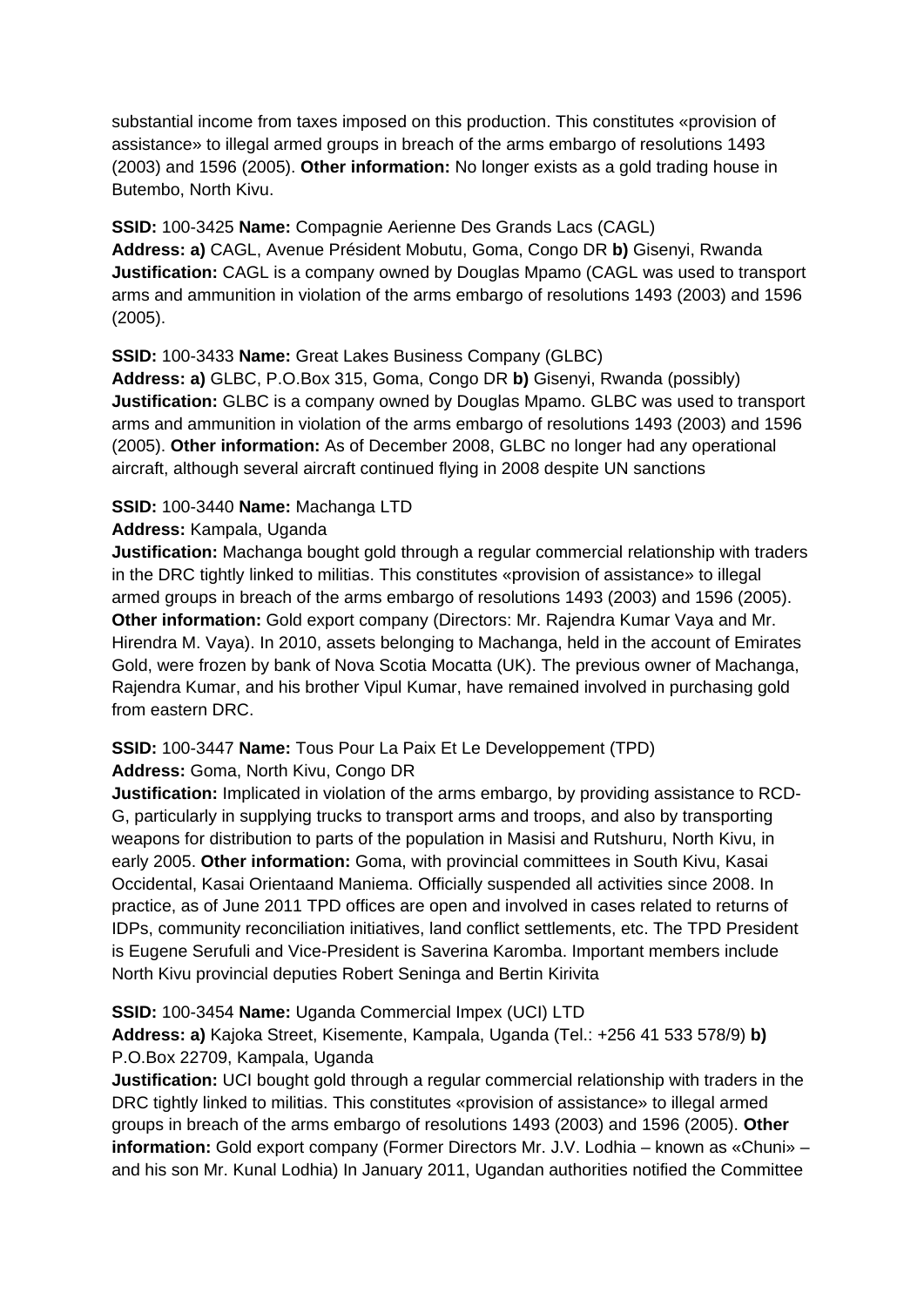substantial income from taxes imposed on this production. This constitutes «provision of assistance» to illegal armed groups in breach of the arms embargo of resolutions 1493 (2003) and 1596 (2005). **Other information:** No longer exists as a gold trading house in Butembo, North Kivu.

**SSID:** 100-3425 **Name:** Compagnie Aerienne Des Grands Lacs (CAGL)
**Address: a)** CAGL, Avenue Président Mobutu, Goma, Congo DR **b)** Gisenyi, Rwanda
**Justification:** CAGL is a company owned by Douglas Mpamo (CAGL was used to transport arms and ammunition in violation of the arms embargo of resolutions 1493 (2003) and 1596 (2005).

**SSID:** 100-3433 **Name:** Great Lakes Business Company (GLBC)
**Address: a)** GLBC, P.O.Box 315, Goma, Congo DR **b)** Gisenyi, Rwanda (possibly)
**Justification:** GLBC is a company owned by Douglas Mpamo. GLBC was used to transport arms and ammunition in violation of the arms embargo of resolutions 1493 (2003) and 1596 (2005). **Other information:** As of December 2008, GLBC no longer had any operational aircraft, although several aircraft continued flying in 2008 despite UN sanctions

**SSID:** 100-3440 **Name:** Machanga LTD
**Address:** Kampala, Uganda
**Justification:** Machanga bought gold through a regular commercial relationship with traders in the DRC tightly linked to militias. This constitutes «provision of assistance» to illegal armed groups in breach of the arms embargo of resolutions 1493 (2003) and 1596 (2005). **Other information:** Gold export company (Directors: Mr. Rajendra Kumar Vaya and Mr. Hirendra M. Vaya). In 2010, assets belonging to Machanga, held in the account of Emirates Gold, were frozen by bank of Nova Scotia Mocatta (UK). The previous owner of Machanga, Rajendra Kumar, and his brother Vipul Kumar, have remained involved in purchasing gold from eastern DRC.

**SSID:** 100-3447 **Name:** Tous Pour La Paix Et Le Developpement (TPD)
**Address:** Goma, North Kivu, Congo DR
**Justification:** Implicated in violation of the arms embargo, by providing assistance to RCD-G, particularly in supplying trucks to transport arms and troops, and also by transporting weapons for distribution to parts of the population in Masisi and Rutshuru, North Kivu, in early 2005. **Other information:** Goma, with provincial committees in South Kivu, Kasai Occidental, Kasai Orientaand Maniema. Officially suspended all activities since 2008. In practice, as of June 2011 TPD offices are open and involved in cases related to returns of IDPs, community reconciliation initiatives, land conflict settlements, etc. The TPD President is Eugene Serufuli and Vice-President is Saverina Karomba. Important members include North Kivu provincial deputies Robert Seninga and Bertin Kirivita

**SSID:** 100-3454 **Name:** Uganda Commercial Impex (UCI) LTD
**Address: a)** Kajoka Street, Kisemente, Kampala, Uganda (Tel.: +256 41 533 578/9) **b)** P.O.Box 22709, Kampala, Uganda
**Justification:** UCI bought gold through a regular commercial relationship with traders in the DRC tightly linked to militias. This constitutes «provision of assistance» to illegal armed groups in breach of the arms embargo of resolutions 1493 (2003) and 1596 (2005). **Other information:** Gold export company (Former Directors Mr. J.V. Lodhia – known as «Chuni» – and his son Mr. Kunal Lodhia) In January 2011, Ugandan authorities notified the Committee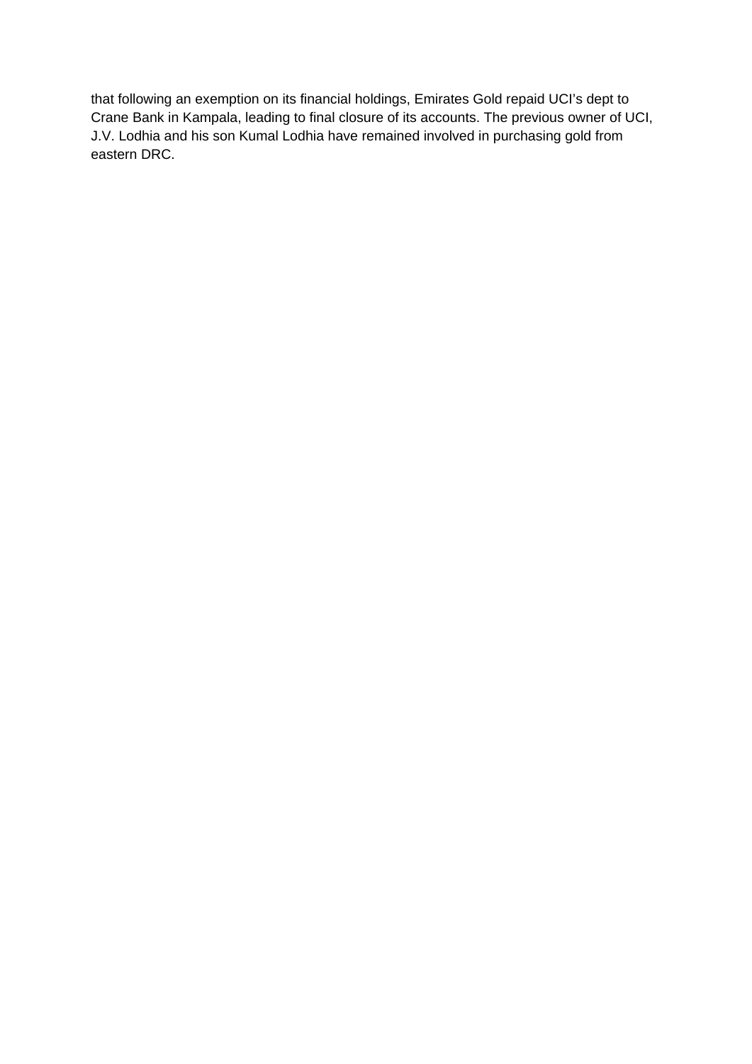that following an exemption on its financial holdings, Emirates Gold repaid UCI's dept to Crane Bank in Kampala, leading to final closure of its accounts. The previous owner of UCI, J.V. Lodhia and his son Kumal Lodhia have remained involved in purchasing gold from eastern DRC.